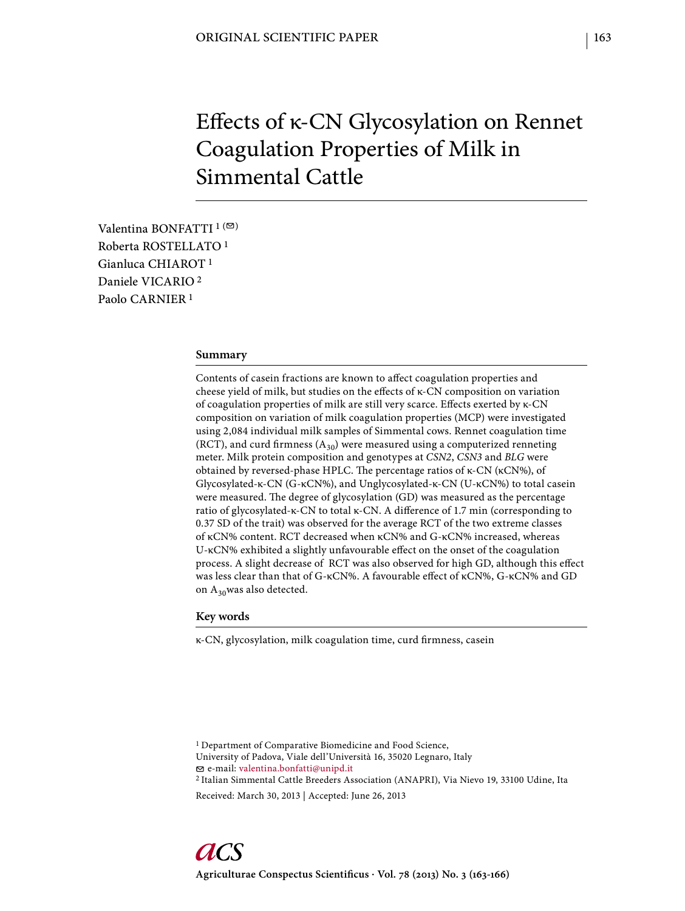ORIGINAL SCIENTIFIC PAPER

# Effects of κ-CN Glycosylation on Rennet Coagulation Properties of Milk in Simmental Cattle

Valentina BONFATTI [1] (✉)
Roberta ROSTELLATO [1]
Gianluca CHIAROT [1]
Daniele VICARIO [2]
Paolo CARNIER [1]

## Summary

Contents of casein fractions are known to affect coagulation properties and cheese yield of milk, but studies on the effects of κ-CN composition on variation of coagulation properties of milk are still very scarce. Effects exerted by κ-CN composition on variation of milk coagulation properties (MCP) were investigated using 2,084 individual milk samples of Simmental cows. Rennet coagulation time (RCT), and curd firmness ($A_{30}$) were measured using a computerized renneting meter. Milk protein composition and genotypes at *CSN2*, *CSN3* and *BLG* were obtained by reversed-phase HPLC. The percentage ratios of κ-CN (κCN%), of Glycosylated-κ-CN (G-κCN%), and Unglycosylated-κ-CN (U-κCN%) to total casein were measured. The degree of glycosylation (GD) was measured as the percentage ratio of glycosylated-κ-CN to total κ-CN. A difference of 1.7 min (corresponding to 0.37 SD of the trait) was observed for the average RCT of the two extreme classes of κCN% content. RCT decreased when κCN% and G-κCN% increased, whereas U-κCN% exhibited a slightly unfavourable effect on the onset of the coagulation process. A slight decrease of RCT was also observed for high GD, although this effect was less clear than that of G-κCN%. A favourable effect of κCN%, G-κCN% and GD on $A_{30}$ was also detected.

## Key words

κ-CN, glycosylation, milk coagulation time, curd firmness, casein

[1] Department of Comparative Biomedicine and Food Science, University of Padova, Viale dell'Università 16, 35020 Legnaro, Italy
✉ e-mail: valentina.bonfatti@unipd.it
[2] Italian Simmental Cattle Breeders Association (ANAPRI), Via Nievo 19, 33100 Udine, Ita

Received: March 30, 2013 | Accepted: June 26, 2013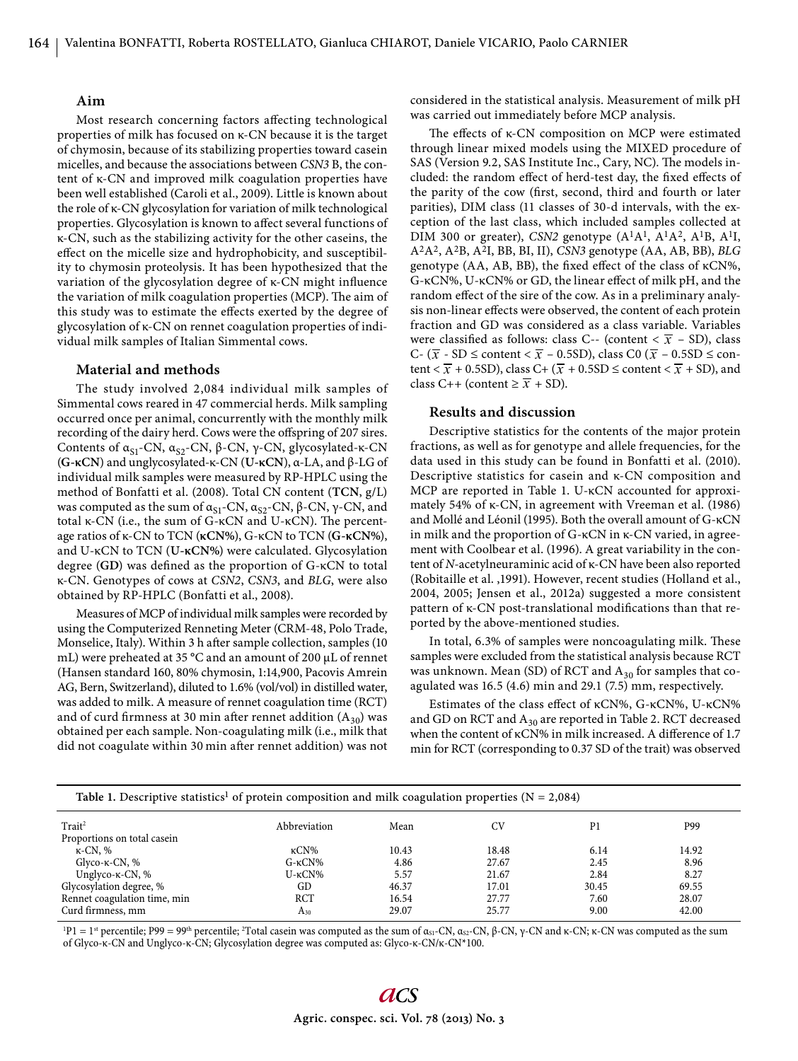## Aim

Most research concerning factors affecting technological properties of milk has focused on κ-CN because it is the target of chymosin, because of its stabilizing properties toward casein micelles, and because the associations between *CSN3* B, the content of κ-CN and improved milk coagulation properties have been well established (Caroli et al., 2009). Little is known about the role of κ-CN glycosylation for variation of milk technological properties. Glycosylation is known to affect several functions of κ-CN, such as the stabilizing activity for the other caseins, the effect on the micelle size and hydrophobicity, and susceptibility to chymosin proteolysis. It has been hypothesized that the variation of the glycosylation degree of κ-CN might influence the variation of milk coagulation properties (MCP). The aim of this study was to estimate the effects exerted by the degree of glycosylation of κ-CN on rennet coagulation properties of individual milk samples of Italian Simmental cows.

## Material and methods

The study involved 2,084 individual milk samples of Simmental cows reared in 47 commercial herds. Milk sampling occurred once per animal, concurrently with the monthly milk recording of the dairy herd. Cows were the offspring of 207 sires. Contents of $\alpha_{S1}$-CN, $\alpha_{S2}$-CN, β-CN, γ-CN, glycosylated-κ-CN (**G-κCN**) and unglycosylated-κ-CN (**U-κCN**), α-LA, and β-LG of individual milk samples were measured by RP-HPLC using the method of Bonfatti et al. (2008). Total CN content (**TCN**, g/L) was computed as the sum of $\alpha_{S1}$-CN, $\alpha_{S2}$-CN, β-CN, γ-CN, and total κ-CN (i.e., the sum of G-κCN and U-κCN). The percentage ratios of κ-CN to TCN (**κCN%**), G-κCN to TCN (**G-κCN%**), and U-κCN to TCN (**U-κCN%**) were calculated. Glycosylation degree (**GD**) was defined as the proportion of G-κCN to total κ-CN. Genotypes of cows at *CSN2*, *CSN3*, and *BLG*, were also obtained by RP-HPLC (Bonfatti et al., 2008).

Measures of MCP of individual milk samples were recorded by using the Computerized Renneting Meter (CRM-48, Polo Trade, Monselice, Italy). Within 3 h after sample collection, samples (10 mL) were preheated at 35 °C and an amount of 200 μL of rennet (Hansen standard 160, 80% chymosin, 1:14,900, Pacovis Amrein AG, Bern, Switzerland), diluted to 1.6% (vol/vol) in distilled water, was added to milk. A measure of rennet coagulation time (RCT) and of curd firmness at 30 min after rennet addition ($A_{30}$) was obtained per each sample. Non-coagulating milk (i.e., milk that did not coagulate within 30 min after rennet addition) was not considered in the statistical analysis. Measurement of milk pH was carried out immediately before MCP analysis.

The effects of κ-CN composition on MCP were estimated through linear mixed models using the MIXED procedure of SAS (Version 9.2, SAS Institute Inc., Cary, NC). The models included: the random effect of herd-test day, the fixed effects of the parity of the cow (first, second, third and fourth or later parities), DIM class (11 classes of 30-d intervals, with the exception of the last class, which included samples collected at DIM 300 or greater), *CSN2* genotype ($A^1A^1$, $A^1A^2$, $A^1B$, $A^1I$, $A^2A^2$, $A^2B$, $A^2I$, BB, BI, II), *CSN3* genotype (AA, AB, BB), *BLG* genotype (AA, AB, BB), the fixed effect of the class of κCN%, G-κCN%, U-κCN% or GD, the linear effect of milk pH, and the random effect of the sire of the cow. As in a preliminary analysis non-linear effects were observed, the content of each protein fraction and GD was considered as a class variable. Variables were classified as follows: class C-- (content < $\overline{x}$ – SD), class C- ($\overline{x}$ - SD ≤ content < $\overline{x}$ – 0.5SD), class C0 ($\overline{x}$ – 0.5SD ≤ content < $\overline{x}$ + 0.5SD), class C+ ($\overline{x}$ + 0.5SD ≤ content < $\overline{x}$ + SD), and class C++ (content ≥ $\overline{x}$ + SD).

## Results and discussion

Descriptive statistics for the contents of the major protein fractions, as well as for genotype and allele frequencies, for the data used in this study can be found in Bonfatti et al. (2010). Descriptive statistics for casein and κ-CN composition and MCP are reported in Table 1. U-κCN accounted for approximately 54% of κ-CN, in agreement with Vreeman et al. (1986) and Mollé and Léonil (1995). Both the overall amount of G-κCN in milk and the proportion of G-κCN in κ-CN varied, in agreement with Coolbear et al. (1996). A great variability in the content of *N*-acetylneuraminic acid of κ-CN have been also reported (Robitaille et al. ,1991). However, recent studies (Holland et al., 2004, 2005; Jensen et al., 2012a) suggested a more consistent pattern of κ-CN post-translational modifications than that reported by the above-mentioned studies.

In total, 6.3% of samples were noncoagulating milk. These samples were excluded from the statistical analysis because RCT was unknown. Mean (SD) of RCT and $A_{30}$ for samples that coagulated was 16.5 (4.6) min and 29.1 (7.5) mm, respectively.

Estimates of the class effect of κCN%, G-κCN%, U-κCN% and GD on RCT and $A_{30}$ are reported in Table 2. RCT decreased when the content of κCN% in milk increased. A difference of 1.7 min for RCT (corresponding to 0.37 SD of the trait) was observed

**Table 1.** Descriptive statistics[1] of protein composition and milk coagulation properties (N = 2,084)

| Trait[2] | Abbreviation | Mean | CV | P1 | P99 |
|---|---|---|---|---|---|
| Proportions on total casein | | | | | |
| κ-CN, % | κCN% | 10.43 | 18.48 | 6.14 | 14.92 |
| Glyco-κ-CN, % | G-κCN% | 4.86 | 27.67 | 2.45 | 8.96 |
| Unglyco-κ-CN, % | U-κCN% | 5.57 | 21.67 | 2.84 | 8.27 |
| Glycosylation degree, % | GD | 46.37 | 17.01 | 30.45 | 69.55 |
| Rennet coagulation time, min | RCT | 16.54 | 27.77 | 7.60 | 28.07 |
| Curd firmness, mm | $A_{30}$ | 29.07 | 25.77 | 9.00 | 42.00 |

[1]P1 = 1st percentile; P99 = 99th percentile; [2]Total casein was computed as the sum of $\alpha_{S1}$-CN, $\alpha_{S2}$-CN, β-CN, γ-CN and κ-CN; κ-CN was computed as the sum of Glyco-κ-CN and Unglyco-κ-CN; Glycosylation degree was computed as: Glyco-κ-CN/κ-CN*100.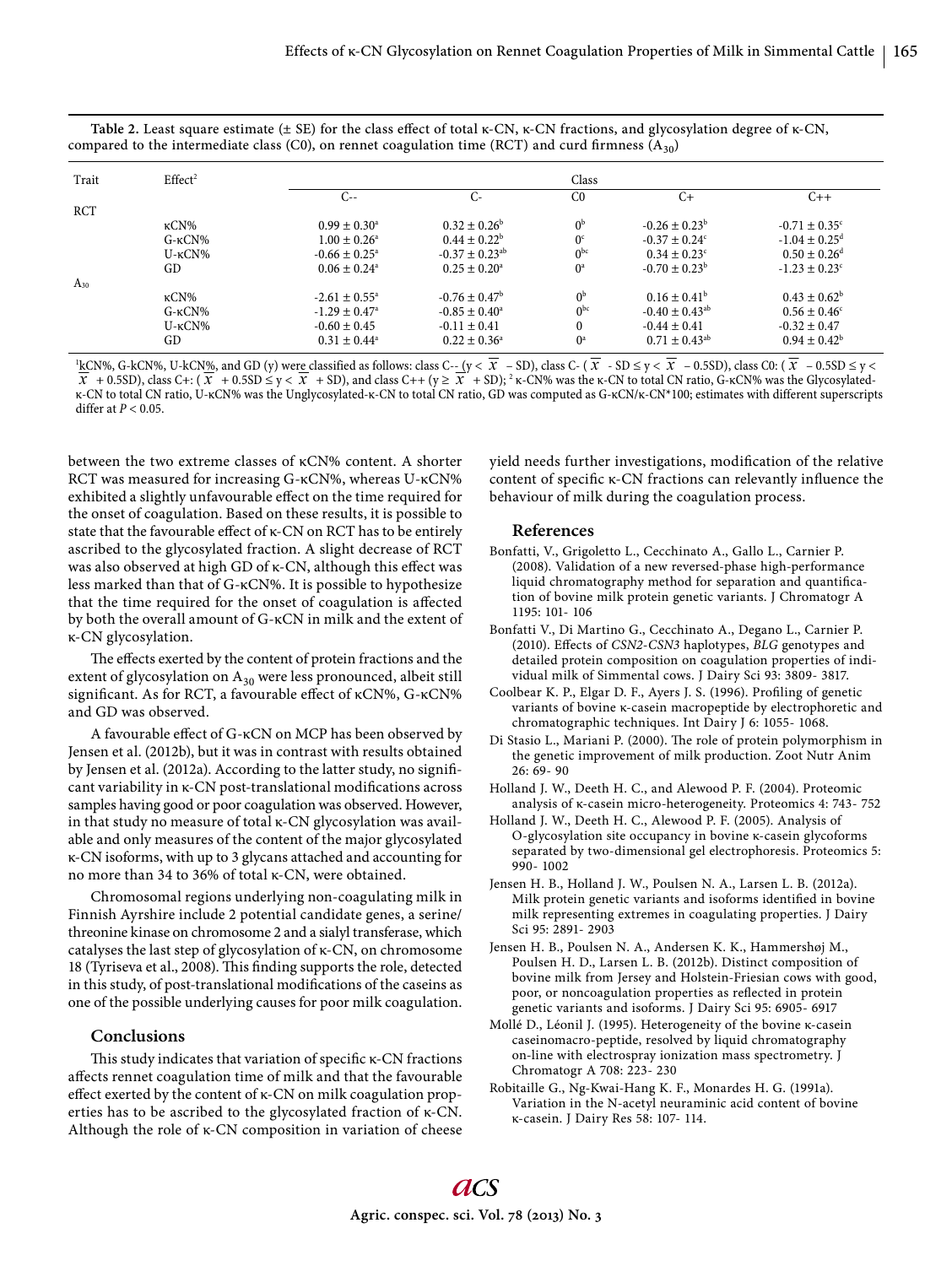**Table 2.** Least square estimate (± SE) for the class effect of total κ-CN, κ-CN fractions, and glycosylation degree of κ-CN, compared to the intermediate class (C0), on rennet coagulation time (RCT) and curd firmness ($A_{30}$)

| Trait | Effect[2] | Class | | | | |
|---|---|---|---|---|---|---|
| | | C-- | C- | C0 | C+ | C++ |
| RCT | | | | | | |
| | κCN% | 0.99 ± 0.30[a] | 0.32 ± 0.26[b] | 0[b] | -0.26 ± 0.23[b] | -0.71 ± 0.35[c] |
| | G-κCN% | 1.00 ± 0.26[a] | 0.44 ± 0.22[b] | 0[c] | -0.37 ± 0.24[c] | -1.04 ± 0.25[d] |
| | U-κCN% | -0.66 ± 0.25[a] | -0.37 ± 0.23[ab] | 0[bc] | 0.34 ± 0.23[c] | 0.50 ± 0.26[d] |
| | GD | 0.06 ± 0.24[a] | 0.25 ± 0.20[a] | 0[a] | -0.70 ± 0.23[b] | -1.23 ± 0.23[c] |
| $A_{30}$ | | | | | | |
| | κCN% | -2.61 ± 0.55[a] | -0.76 ± 0.47[b] | 0[b] | 0.16 ± 0.41[b] | 0.43 ± 0.62[b] |
| | G-κCN% | -1.29 ± 0.47[a] | -0.85 ± 0.40[a] | 0[bc] | -0.40 ± 0.43[ab] | 0.56 ± 0.46[c] |
| | U-κCN% | -0.60 ± 0.45 | -0.11 ± 0.41 | 0 | -0.44 ± 0.41 | -0.32 ± 0.47 |
| | GD | 0.31 ± 0.44[a] | 0.22 ± 0.36[a] | 0[a] | 0.71 ± 0.43[ab] | 0.94 ± 0.42[b] |

[1]kCN%, G-kCN%, U-kCN%, and GD (y) were classified as follows: class C-- ($y < \overline{x} - SD$), class C- ($\overline{x} - SD \leq y < \overline{x} - 0.5SD$), class C0: ($\overline{x} - 0.5SD \leq y < \overline{x} + 0.5SD$), class C+: ($\overline{x} + 0.5SD \leq y < \overline{x} + SD$), and class C++ ($y \geq \overline{x} + SD$); [2] κ-CN% was the κ-CN to total CN ratio, G-κCN% was the Glycosylated-κ-CN to total CN ratio, U-κCN% was the Unglycosylated-κ-CN to total CN ratio, GD was computed as G-κCN/κ-CN*100; estimates with different superscripts differ at $P < 0.05$.

between the two extreme classes of κCN% content. A shorter RCT was measured for increasing G-κCN%, whereas U-κCN% exhibited a slightly unfavourable effect on the time required for the onset of coagulation. Based on these results, it is possible to state that the favourable effect of κ-CN on RCT has to be entirely ascribed to the glycosylated fraction. A slight decrease of RCT was also observed at high GD of κ-CN, although this effect was less marked than that of G-κCN%. It is possible to hypothesize that the time required for the onset of coagulation is affected by both the overall amount of G-κCN in milk and the extent of κ-CN glycosylation.

The effects exerted by the content of protein fractions and the extent of glycosylation on $A_{30}$ were less pronounced, albeit still significant. As for RCT, a favourable effect of κCN%, G-κCN% and GD was observed.

A favourable effect of G-κCN on MCP has been observed by Jensen et al. (2012b), but it was in contrast with results obtained by Jensen et al. (2012a). According to the latter study, no significant variability in κ-CN post-translational modifications across samples having good or poor coagulation was observed. However, in that study no measure of total κ-CN glycosylation was available and only measures of the content of the major glycosylated κ-CN isoforms, with up to 3 glycans attached and accounting for no more than 34 to 36% of total κ-CN, were obtained.

Chromosomal regions underlying non-coagulating milk in Finnish Ayrshire include 2 potential candidate genes, a serine/threonine kinase on chromosome 2 and a sialyl transferase, which catalyses the last step of glycosylation of κ-CN, on chromosome 18 (Tyriseva et al., 2008). This finding supports the role, detected in this study, of post-translational modifications of the caseins as one of the possible underlying causes for poor milk coagulation.

## Conclusions

This study indicates that variation of specific κ-CN fractions affects rennet coagulation time of milk and that the favourable effect exerted by the content of κ-CN on milk coagulation properties has to be ascribed to the glycosylated fraction of κ-CN. Although the role of κ-CN composition in variation of cheese yield needs further investigations, modification of the relative content of specific κ-CN fractions can relevantly influence the behaviour of milk during the coagulation process.

## References

Bonfatti, V., Grigoletto L., Cecchinato A., Gallo L., Carnier P. (2008). Validation of a new reversed-phase high-performance liquid chromatography method for separation and quantification of bovine milk protein genetic variants. J Chromatogr A 1195: 101- 106

Bonfatti V., Di Martino G., Cecchinato A., Degano L., Carnier P. (2010). Effects of *CSN2-CSN3* haplotypes, *BLG* genotypes and detailed protein composition on coagulation properties of individual milk of Simmental cows. J Dairy Sci 93: 3809- 3817.

Coolbear K. P., Elgar D. F., Ayers J. S. (1996). Profiling of genetic variants of bovine κ-casein macropeptide by electrophoretic and chromatographic techniques. Int Dairy J 6: 1055- 1068.

Di Stasio L., Mariani P. (2000). The role of protein polymorphism in the genetic improvement of milk production. Zoot Nutr Anim 26: 69- 90

Holland J. W., Deeth H. C., and Alewood P. F. (2004). Proteomic analysis of κ-casein micro-heterogeneity. Proteomics 4: 743- 752

Holland J. W., Deeth H. C., Alewood P. F. (2005). Analysis of O-glycosylation site occupancy in bovine κ-casein glycoforms separated by two-dimensional gel electrophoresis. Proteomics 5: 990- 1002

Jensen H. B., Holland J. W., Poulsen N. A., Larsen L. B. (2012a). Milk protein genetic variants and isoforms identified in bovine milk representing extremes in coagulating properties. J Dairy Sci 95: 2891- 2903

Jensen H. B., Poulsen N. A., Andersen K. K., Hammershøj M., Poulsen H. D., Larsen L. B. (2012b). Distinct composition of bovine milk from Jersey and Holstein-Friesian cows with good, poor, or noncoagulation properties as reflected in protein genetic variants and isoforms. J Dairy Sci 95: 6905- 6917

Mollé D., Léonil J. (1995). Heterogeneity of the bovine κ-casein caseinomacro-peptide, resolved by liquid chromatography on-line with electrospray ionization mass spectrometry. J Chromatogr A 708: 223- 230

Robitaille G., Ng-Kwai-Hang K. F., Monardes H. G. (1991a). Variation in the N-acetyl neuraminic acid content of bovine κ-casein. J Dairy Res 58: 107- 114.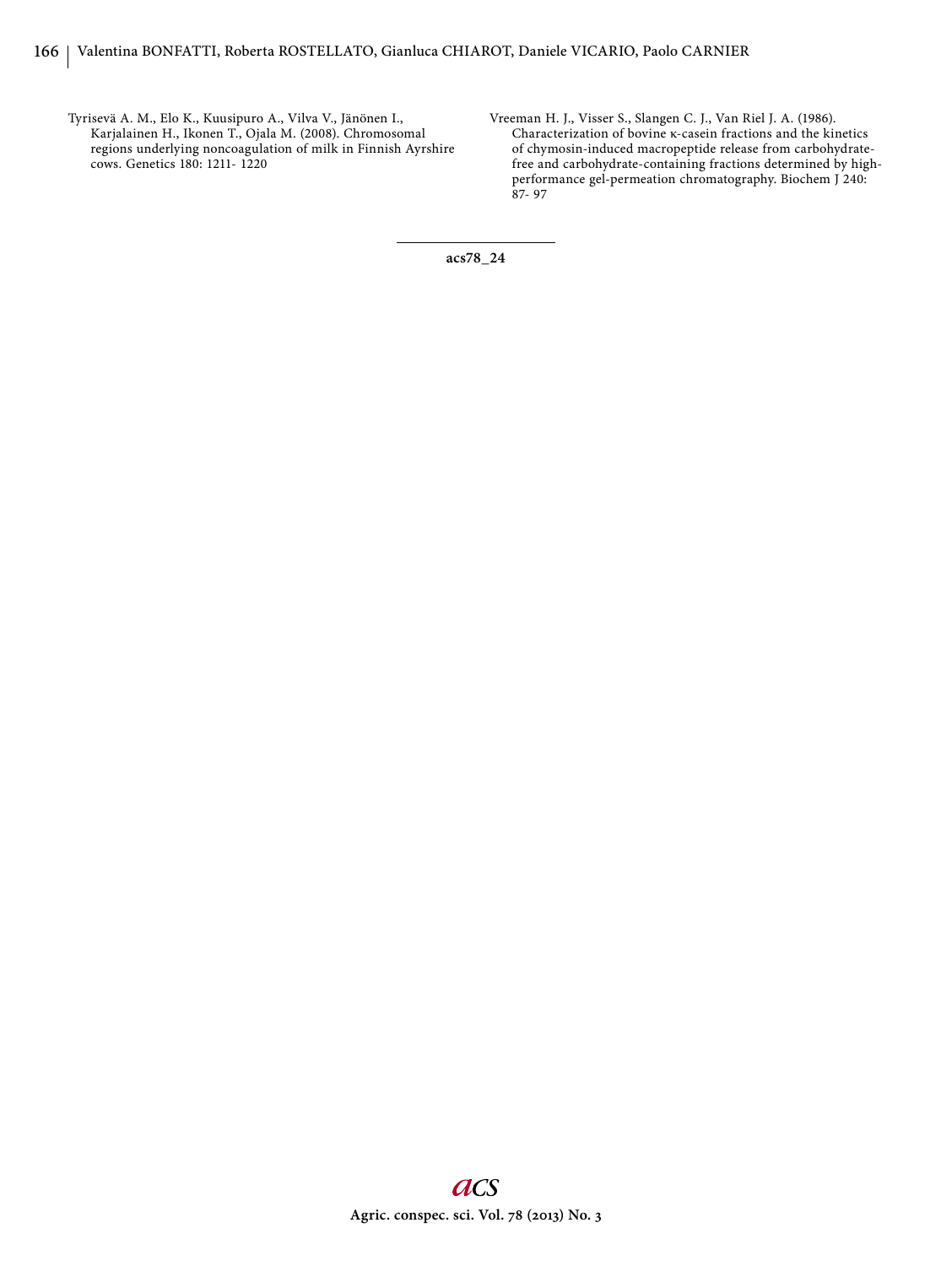Tyrisevä A. M., Elo K., Kuusipuro A., Vilva V., Jänönen I., Karjalainen H., Ikonen T., Ojala M. (2008). Chromosomal regions underlying noncoagulation of milk in Finnish Ayrshire cows. Genetics 180: 1211- 1220

Vreeman H. J., Visser S., Slangen C. J., Van Riel J. A. (1986). Characterization of bovine κ-casein fractions and the kinetics of chymosin-induced macropeptide release from carbohydrate-free and carbohydrate-containing fractions determined by high-performance gel-permeation chromatography. Biochem J 240: 87- 97

---

**acs78_24**